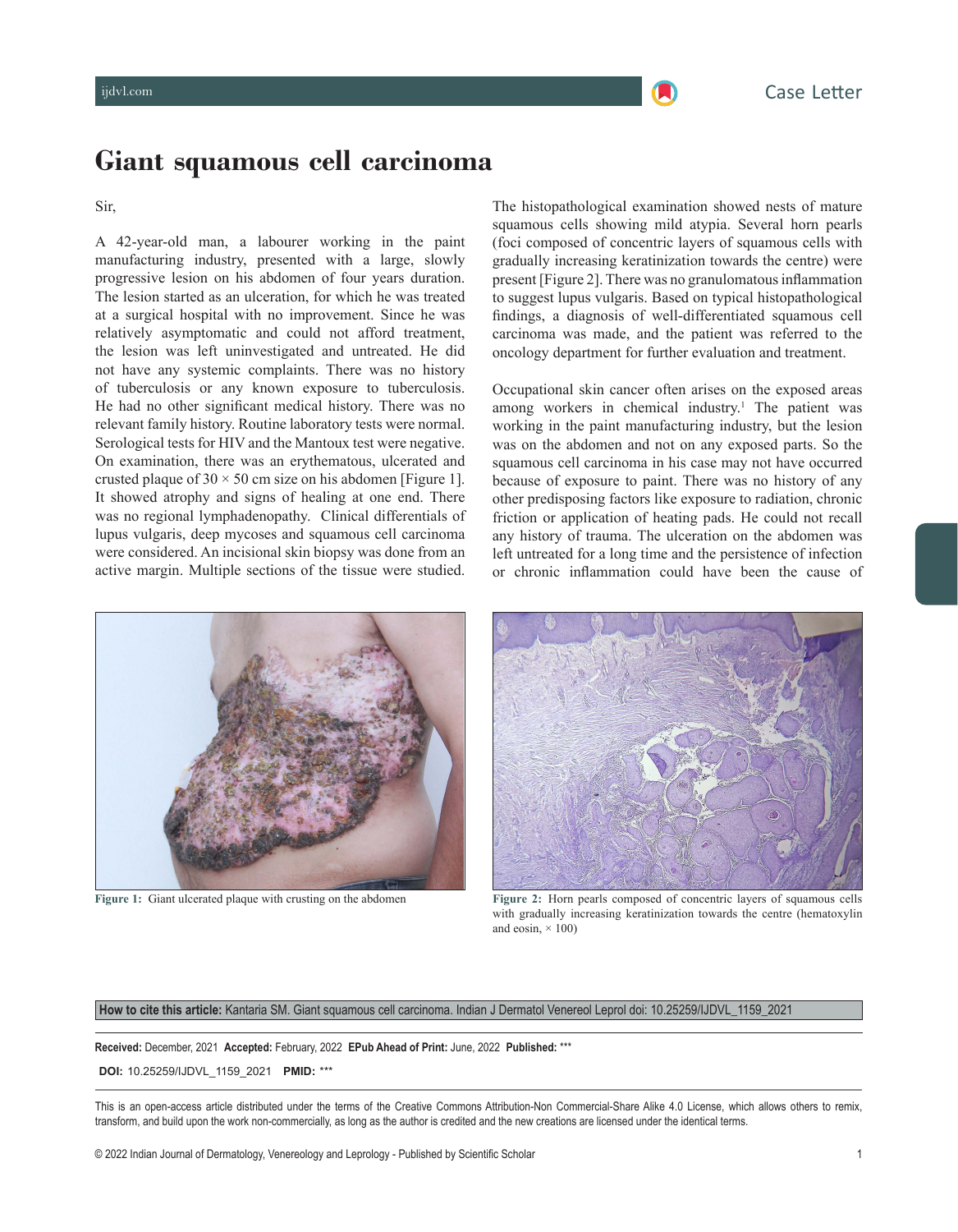# Giant squamous cell carcinoma

Sir,

A 42-year-old man, a labourer working in the paint manufacturing industry, presented with a large, slowly progressive lesion on his abdomen of four years duration. The lesion started as an ulceration, for which he was treated at a surgical hospital with no improvement. Since he was relatively asymptomatic and could not afford treatment, the lesion was left uninvestigated and untreated. He did not have any systemic complaints. There was no history of tuberculosis or any known exposure to tuberculosis. He had no other significant medical history. There was no relevant family history. Routine laboratory tests were normal. Serological tests for HIV and the Mantoux test were negative. On examination, there was an erythematous, ulcerated and crusted plaque of 30 × 50 cm size on his abdomen [Figure 1]. It showed atrophy and signs of healing at one end. There was no regional lymphadenopathy. Clinical differentials of lupus vulgaris, deep mycoses and squamous cell carcinoma were considered. An incisional skin biopsy was done from an active margin. Multiple sections of the tissue were studied.

The histopathological examination showed nests of mature squamous cells showing mild atypia. Several horn pearls (foci composed of concentric layers of squamous cells with gradually increasing keratinization towards the centre) were present [Figure 2]. There was no granulomatous inflammation to suggest lupus vulgaris. Based on typical histopathological findings, a diagnosis of well-differentiated squamous cell carcinoma was made, and the patient was referred to the oncology department for further evaluation and treatment.

Occupational skin cancer often arises on the exposed areas among workers in chemical industry.[1] The patient was working in the paint manufacturing industry, but the lesion was on the abdomen and not on any exposed parts. So the squamous cell carcinoma in his case may not have occurred because of exposure to paint. There was no history of any other predisposing factors like exposure to radiation, chronic friction or application of heating pads. He could not recall any history of trauma. The ulceration on the abdomen was left untreated for a long time and the persistence of infection or chronic inflammation could have been the cause of

**Figure 1:** Giant ulcerated plaque with crusting on the abdomen

**Figure 2:** Horn pearls composed of concentric layers of squamous cells with gradually increasing keratinization towards the centre (hematoxylin and eosin, × 100)

**How to cite this article:** Kantaria SM. Giant squamous cell carcinoma. Indian J Dermatol Venereol Leprol doi: 10.25259/IJDVL_1159_2021

**Received:** December, 2021 **Accepted:** February, 2022 **EPub Ahead of Print:** June, 2022 **Published:** ***

**DOI:** 10.25259/IJDVL_1159_2021 **PMID:** ***

This is an open-access article distributed under the terms of the Creative Commons Attribution-Non Commercial-Share Alike 4.0 License, which allows others to remix, transform, and build upon the work non-commercially, as long as the author is credited and the new creations are licensed under the identical terms.

© 2022 Indian Journal of Dermatology, Venereology and Leprology - Published by Scientific Scholar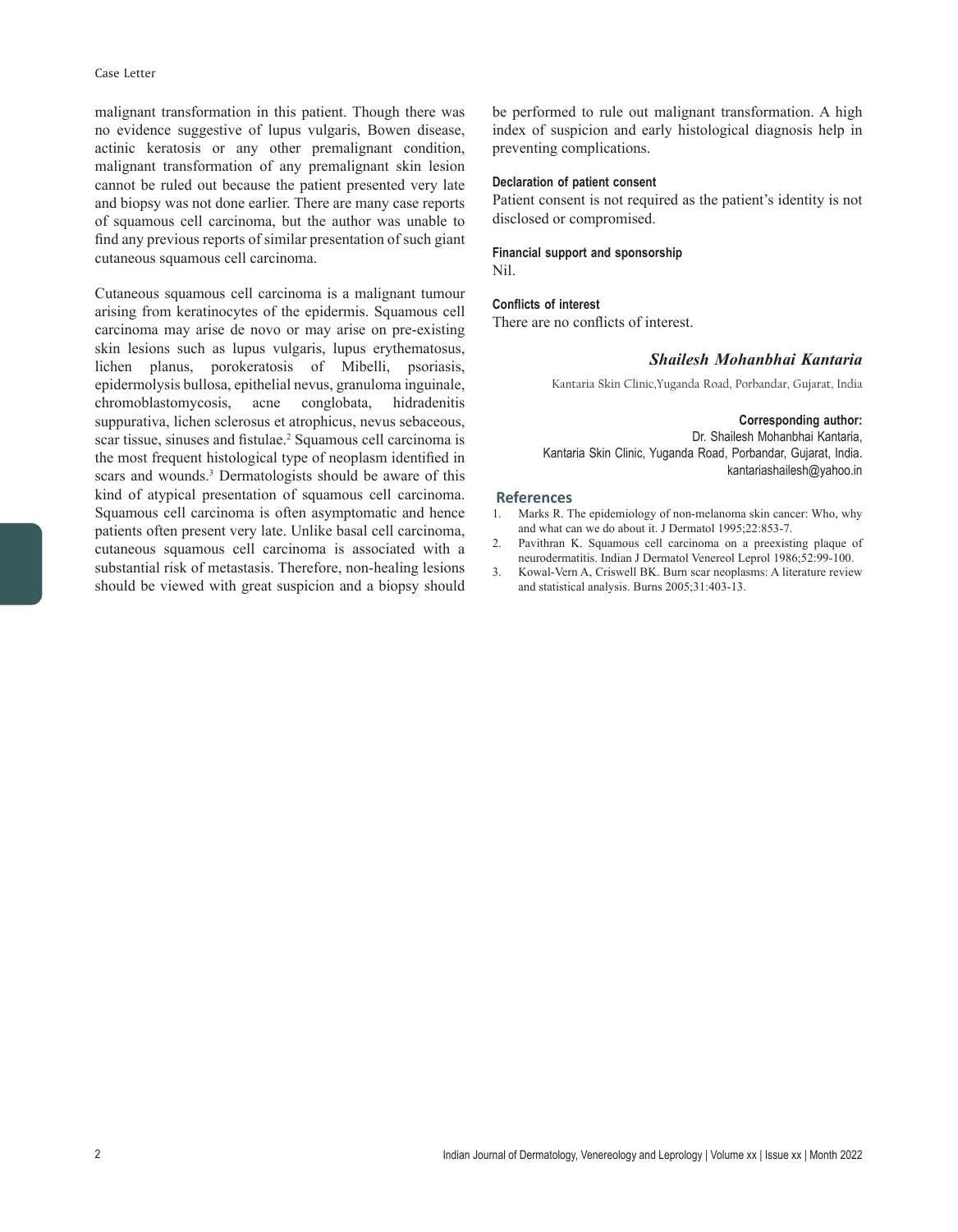malignant transformation in this patient. Though there was no evidence suggestive of lupus vulgaris, Bowen disease, actinic keratosis or any other premalignant condition, malignant transformation of any premalignant skin lesion cannot be ruled out because the patient presented very late and biopsy was not done earlier. There are many case reports of squamous cell carcinoma, but the author was unable to find any previous reports of similar presentation of such giant cutaneous squamous cell carcinoma.

Cutaneous squamous cell carcinoma is a malignant tumour arising from keratinocytes of the epidermis. Squamous cell carcinoma may arise de novo or may arise on pre-existing skin lesions such as lupus vulgaris, lupus erythematosus, lichen planus, porokeratosis of Mibelli, psoriasis, epidermolysis bullosa, epithelial nevus, granuloma inguinale, chromoblastomycosis, acne conglobata, hidradenitis suppurativa, lichen sclerosus et atrophicus, nevus sebaceous, scar tissue, sinuses and fistulae.[2] Squamous cell carcinoma is the most frequent histological type of neoplasm identified in scars and wounds.[3] Dermatologists should be aware of this kind of atypical presentation of squamous cell carcinoma. Squamous cell carcinoma is often asymptomatic and hence patients often present very late. Unlike basal cell carcinoma, cutaneous squamous cell carcinoma is associated with a substantial risk of metastasis. Therefore, non-healing lesions should be viewed with great suspicion and a biopsy should be performed to rule out malignant transformation. A high index of suspicion and early histological diagnosis help in preventing complications.

**Declaration of patient consent**

Patient consent is not required as the patient's identity is not disclosed or compromised.

**Financial support and sponsorship**

Nil.

**Conflicts of interest**

There are no conflicts of interest.

***Shailesh Mohanbhai Kantaria***

Kantaria Skin Clinic,Yuganda Road, Porbandar, Gujarat, India

**Corresponding author:**
Dr. Shailesh Mohanbhai Kantaria,
Kantaria Skin Clinic, Yuganda Road, Porbandar, Gujarat, India.
kantariashailesh@yahoo.in

## References

1. Marks R. The epidemiology of non-melanoma skin cancer: Who, why and what can we do about it. J Dermatol 1995;22:853-7.
2. Pavithran K. Squamous cell carcinoma on a preexisting plaque of neurodermatitis. Indian J Dermatol Venereol Leprol 1986;52:99-100.
3. Kowal-Vern A, Criswell BK. Burn scar neoplasms: A literature review and statistical analysis. Burns 2005;31:403-13.